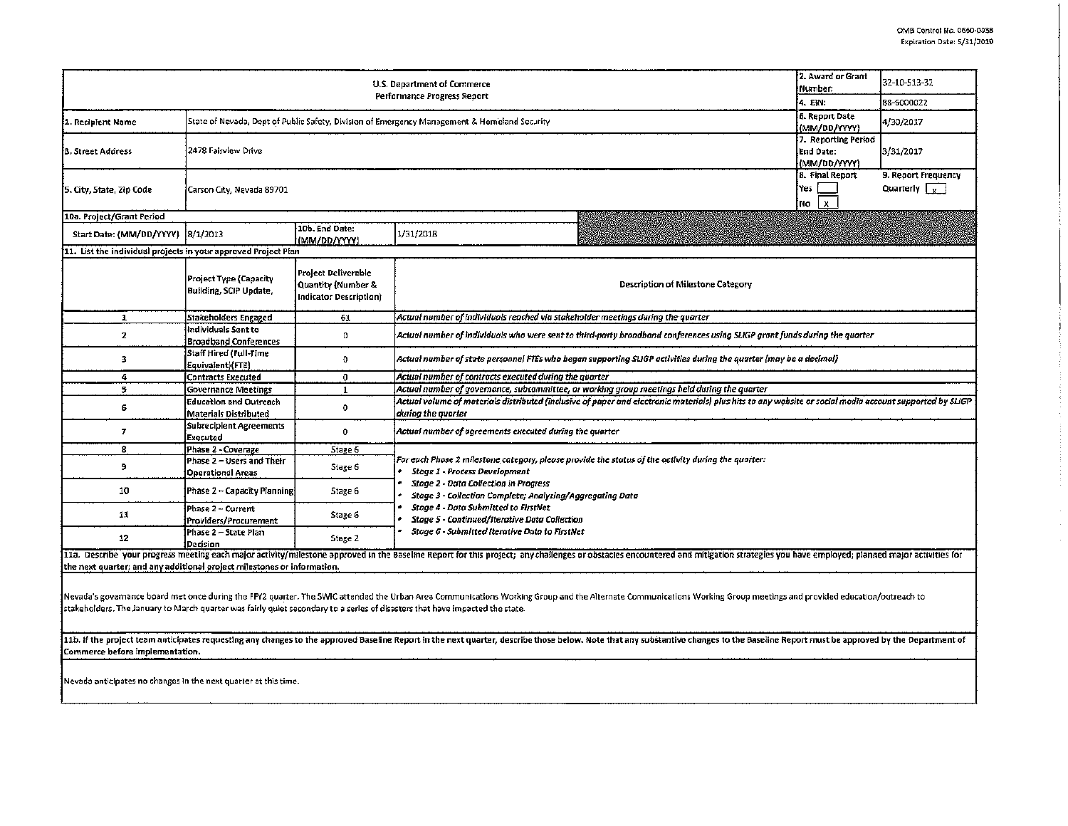OMB Control No. 0660-0038
Expiration Date: 5/31/2019

| U.S. Department of Commerce<br>Performance Progress Report | | | | 2. Award or Grant Number: | 32-10-S13-32 |
|---|---|---|---|---|---|
| | | | | 4. EIN: | 88-6000022 |
| 1. Recipient Name | State of Nevada, Dept of Public Safety, Division of Emergency Management & Homeland Security | | | 6. Report Date (MM/DD/YYYY) | 4/30/2017 |
| 3. Street Address | 2478 Fairview Drive | | | 7. Reporting Period End Date: (MM/DD/YYYY) | 3/31/2017 |
| 5. City, State, Zip Code | Carson City, Nevada 89701 | | | 8. Final Report<br>Yes [ ]<br>No [x] | 9. Report Frequency<br>Quarterly [x] |
| 10a. Project/Grant Period | | | | | |
| Start Date: (MM/DD/YYYY) | 8/1/2013 | 10b. End Date: (MM/DD/YYYY) | 1/31/2018 | | |

**11. List the individual projects in your approved Project Plan**

| | Project Type (Capacity Building, SCIP Update, | Project Deliverable Quantity (Number & Indicator Description) | Description of Milestone Category |
|---|---|---|---|
| 1 | Stakeholders Engaged | 61 | *Actual number of individuals reached via stakeholder meetings during the quarter* |
| 2 | Individuals Sent to Broadband Conferences | 0 | *Actual number of individuals who were sent to third-party broadband conferences using SLIGP grant funds during the quarter* |
| 3 | Staff Hired (Full-Time Equivalent)(FTE) | 0 | *Actual number of state personnel FTEs who began supporting SLIGP activities during the quarter (may be a decimal)* |
| 4 | Contracts Executed | 0 | *Actual number of contracts executed during the quarter* |
| 5 | Governance Meetings | 1 | *Actual number of governance, subcommittee, or working group meetings held during the quarter* |
| 6 | Education and Outreach Materials Distributed | 0 | *Actual volume of materials distributed (inclusive of paper and electronic materials) plus hits to any website or social media account supported by SLIGP during the quarter* |
| 7 | Subrecipient Agreements Executed | 0 | *Actual number of agreements executed during the quarter* |
| 8 | Phase 2 - Coverage | Stage 6 | *For each Phase 2 milestone category, please provide the status of the activity during the quarter:*<br>• *Stage 1 - Process Development*<br>• *Stage 2 - Data Collection in Progress*<br>• *Stage 3 - Collection Complete; Analyzing/Aggregating Data*<br>• *Stage 4 - Data Submitted to FirstNet*<br>• *Stage 5 - Continued/Iterative Data Collection*<br>• *Stage 6 - Submitted Iterative Data to FirstNet* |
| 9 | Phase 2 – Users and Their Operational Areas | Stage 6 | |
| 10 | Phase 2 – Capacity Planning | Stage 6 | |
| 11 | Phase 2 – Current Providers/Procurement | Stage 6 | |
| 12 | Phase 2 – State Plan Decision | Stage 2 | |

**11a. Describe your progress meeting each major activity/milestone approved in the Baseline Report for this project; any challenges or obstacles encountered and mitigation strategies you have employed; planned major activities for the next quarter; and any additional project milestones or information.**

Nevada's governance board met once during the FFY2 quarter. The SWIC attended the Urban Area Communications Working Group and the Alternate Communications Working Group meetings and provided education/outreach to stakeholders. The January to March quarter was fairly quiet secondary to a series of disasters that have impacted the state.

**11b. If the project team anticipates requesting any changes to the approved Baseline Report in the next quarter, describe those below. Note that any substantive changes to the Baseline Report must be approved by the Department of Commerce before implementation.**

Nevada anticipates no changes in the next quarter at this time.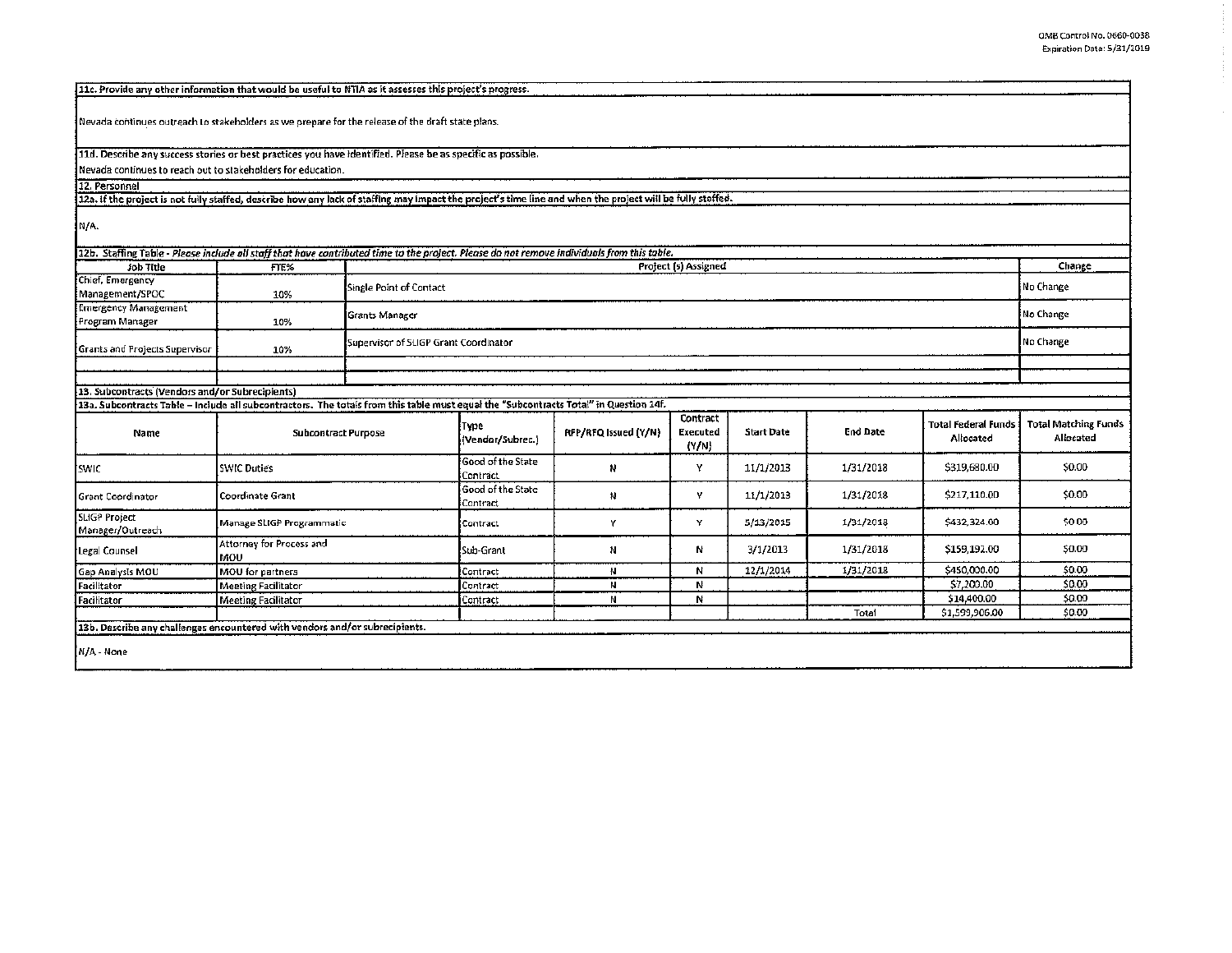**11c. Provide any other information that would be useful to NTIA as it assesses this project's progress.**

Nevada continues outreach to stakeholders as we prepare for the release of the draft state plans.

**11d. Describe any success stories or best practices you have identified. Please be as specific as possible.**

Nevada continues to reach out to stakeholders for education.

**12. Personnel**

**12a. If the project is not fully staffed, describe how any lack of staffing may impact the project's time line and when the project will be fully staffed.**

N/A.

**12b. Staffing Table - *Please include all staff that have contributed time to the project. Please do not remove individuals from this table.***

| Job Title | FTE% | Project (s) Assigned | Change |
|---|---|---|---|
| Chief, Emergency Management/SPOC | 10% | Single Point of Contact | No Change |
| Emergency Management Program Manager | 10% | Grants Manager | No Change |
| Grants and Projects Supervisor | 10% | Supervisor of SLIGP Grant Coordinator | No Change |
| | | | |
| | | | |

**13. Subcontracts (Vendors and/or Subrecipients)**

**13a. Subcontracts Table – Include all subcontractors. The totals from this table must equal the "Subcontracts Total" in Question 14f.**

| Name | Subcontract Purpose | Type (Vendor/Subrec.) | RFP/RFQ Issued (Y/N) | Contract Executed (Y/N) | Start Date | End Date | Total Federal Funds Allocated | Total Matching Funds Allocated |
|---|---|---|---|---|---|---|---|---|
| SWIC | SWIC Duties | Good of the State Contract | N | Y | 11/1/2013 | 1/31/2018 | $319,680.00 | $0.00 |
| Grant Coordinator | Coordinate Grant | Good of the State Contract | N | Y | 11/1/2013 | 1/31/2018 | $217,110.00 | $0.00 |
| SLIGP Project Manager/Outreach | Manage SLIGP Programmatic | Contract | Y | Y | 5/13/2015 | 1/31/2018 | $432,324.00 | $0.00 |
| Legal Counsel | Attorney for Process and MOU | Sub-Grant | N | N | 3/1/2013 | 1/31/2018 | $159,192.00 | $0.00 |
| Gap Analysis MOU | MOU for partners | Contract | N | N | 12/1/2014 | 1/31/2018 | $450,000.00 | $0.00 |
| Facilitator | Meeting Facilitator | Contract | N | N | | | $7,200.00 | $0.00 |
| Facilitator | Meeting Facilitator | Contract | N | N | | | $14,400.00 | $0.00 |
| | | | | | | Total | $1,599,906.00 | $0.00 |

**13b. Describe any challenges encountered with vendors and/or subrecipients.**

N/A - None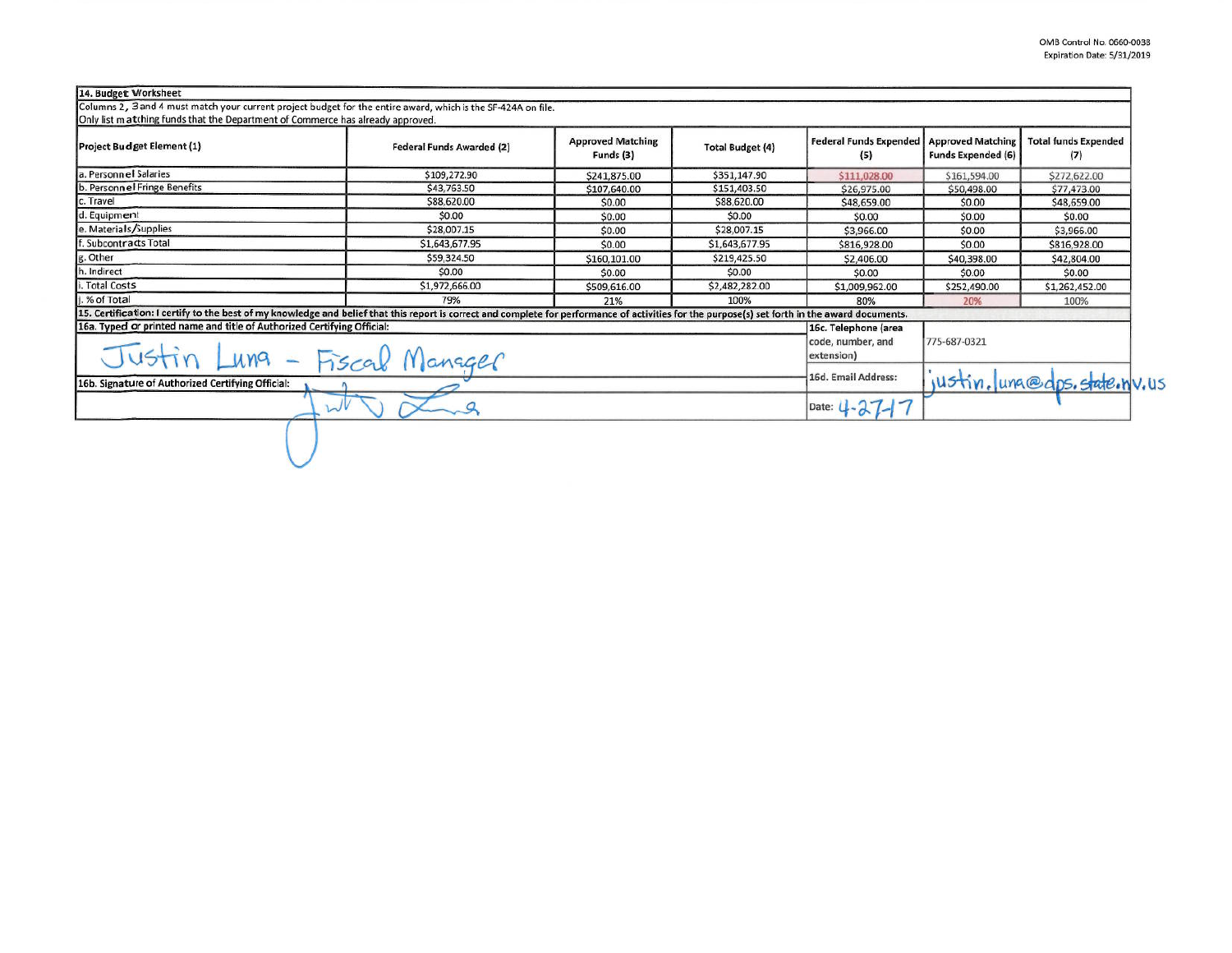OMB Control No. 0660-0038
Expiration Date: 5/31/2019

**14. Budget Worksheet**

Columns 2, 3 and 4 must match your current project budget for the entire award, which is the SF-424A on file.
Only list matching funds that the Department of Commerce has already approved.

| Project Budget Element (1) | Federal Funds Awarded (2) | Approved Matching Funds (3) | Total Budget (4) | Federal Funds Expended (5) | Approved Matching Funds Expended (6) | Total funds Expended (7) |
|---|---|---|---|---|---|---|
| a. Personnel Salaries | $109,272.90 | $241,875.00 | $351,147.90 | $111,028.00 | $161,594.00 | $272,622.00 |
| b. Personnel Fringe Benefits | $43,763.50 | $107,640.00 | $151,403.50 | $26,975.00 | $50,498.00 | $77,473.00 |
| c. Travel | $88,620.00 | $0.00 | $88,620.00 | $48,659.00 | $0.00 | $48,659.00 |
| d. Equipment | $0.00 | $0.00 | $0.00 | $0.00 | $0.00 | $0.00 |
| e. Materials/Supplies | $28,007.15 | $0.00 | $28,007.15 | $3,966.00 | $0.00 | $3,966.00 |
| f. Subcontracts Total | $1,643,677.95 | $0.00 | $1,643,677.95 | $816,928.00 | $0.00 | $816,928.00 |
| g. Other | $59,324.50 | $160,101.00 | $219,425.50 | $2,406.00 | $40,398.00 | $42,804.00 |
| h. Indirect | $0.00 | $0.00 | $0.00 | $0.00 | $0.00 | $0.00 |
| i. Total Costs | $1,972,666.00 | $509,616.00 | $2,482,282.00 | $1,009,962.00 | $252,490.00 | $1,262,452.00 |
| j. % of Total | 79% | 21% | 100% | 80% | 20% | 100% |

**15. Certification:** I certify to the best of my knowledge and belief that this report is correct and complete for performance of activities for the purpose(s) set forth in the award documents.

| | | |
|---|---|---|
| **16a. Typed or printed name and title of Authorized Certifying Official:** Justin Luna - Fiscal Manager | **16c. Telephone (area code, number, and extension)** | 775-687-0321 |
| **16b. Signature of Authorized Certifying Official:** Justin Luna | **16d. Email Address:** | justin.luna@dps.state.nv.us |
| | Date: 4-27-17 | |